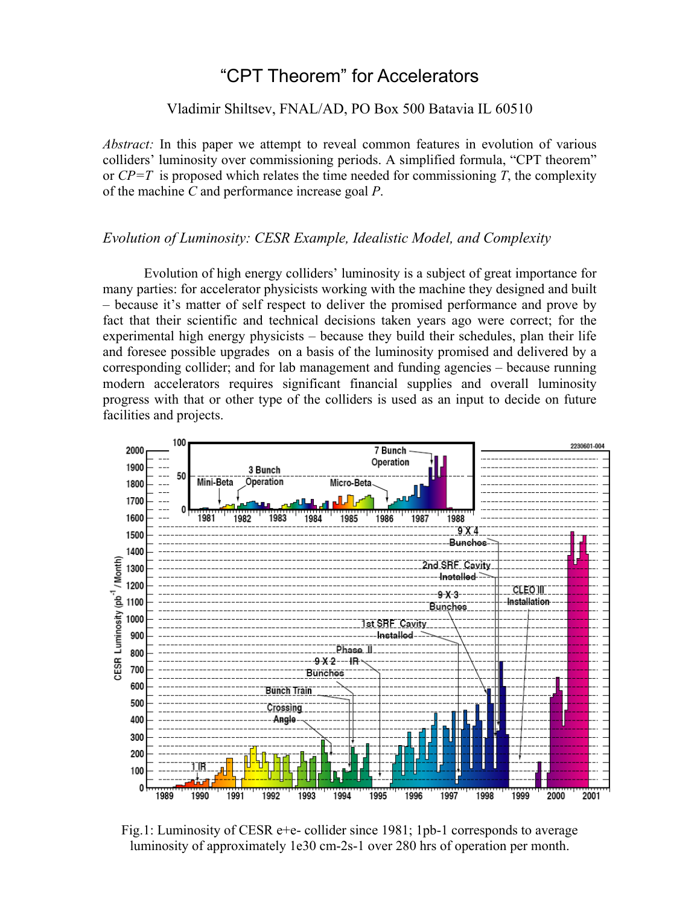# "CPT Theorem" for Accelerators

Vladimir Shiltsev, FNAL/AD, PO Box 500 Batavia IL 60510

*Abstract:* In this paper we attempt to reveal common features in evolution of various colliders' luminosity over commissioning periods. A simplified formula, "CPT theorem" or $CP=T$ is proposed which relates the time needed for commissioning $T$, the complexity of the machine $C$ and performance increase goal $P$.

## *Evolution of Luminosity: CESR Example, Idealistic Model, and Complexity*

Evolution of high energy colliders' luminosity is a subject of great importance for many parties: for accelerator physicists working with the machine they designed and built – because it's matter of self respect to deliver the promised performance and prove by fact that their scientific and technical decisions taken years ago were correct; for the experimental high energy physicists – because they build their schedules, plan their life and foresee possible upgrades on a basis of the luminosity promised and delivered by a corresponding collider; and for lab management and funding agencies – because running modern accelerators requires significant financial supplies and overall luminosity progress with that or other type of the colliders is used as an input to decide on future facilities and projects.

Fig.1: Luminosity of CESR e+e- collider since 1981; 1pb-1 corresponds to average luminosity of approximately 1e30 cm-2s-1 over 280 hrs of operation per month.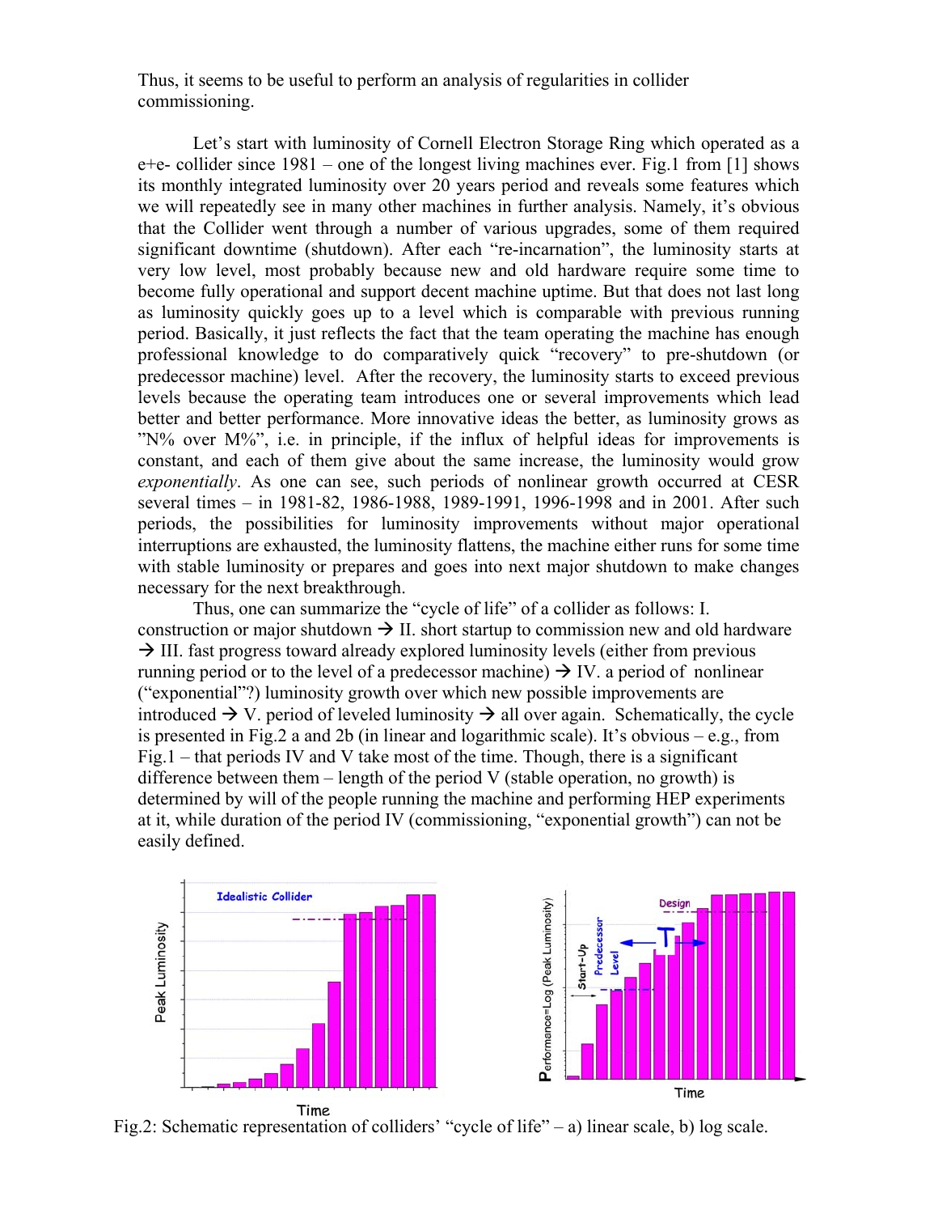Thus, it seems to be useful to perform an analysis of regularities in collider commissioning.

Let's start with luminosity of Cornell Electron Storage Ring which operated as a e+e- collider since 1981 – one of the longest living machines ever. Fig.1 from [1] shows its monthly integrated luminosity over 20 years period and reveals some features which we will repeatedly see in many other machines in further analysis. Namely, it's obvious that the Collider went through a number of various upgrades, some of them required significant downtime (shutdown). After each "re-incarnation", the luminosity starts at very low level, most probably because new and old hardware require some time to become fully operational and support decent machine uptime. But that does not last long as luminosity quickly goes up to a level which is comparable with previous running period. Basically, it just reflects the fact that the team operating the machine has enough professional knowledge to do comparatively quick "recovery" to pre-shutdown (or predecessor machine) level. After the recovery, the luminosity starts to exceed previous levels because the operating team introduces one or several improvements which lead better and better performance. More innovative ideas the better, as luminosity grows as "N% over M%", i.e. in principle, if the influx of helpful ideas for improvements is constant, and each of them give about the same increase, the luminosity would grow *exponentially*. As one can see, such periods of nonlinear growth occurred at CESR several times – in 1981-82, 1986-1988, 1989-1991, 1996-1998 and in 2001. After such periods, the possibilities for luminosity improvements without major operational interruptions are exhausted, the luminosity flattens, the machine either runs for some time with stable luminosity or prepares and goes into next major shutdown to make changes necessary for the next breakthrough.

Thus, one can summarize the "cycle of life" of a collider as follows: I. construction or major shutdown → II. short startup to commission new and old hardware → III. fast progress toward already explored luminosity levels (either from previous running period or to the level of a predecessor machine) → IV. a period of nonlinear ("exponential"?) luminosity growth over which new possible improvements are introduced → V. period of leveled luminosity → all over again. Schematically, the cycle is presented in Fig.2 a and 2b (in linear and logarithmic scale). It's obvious – e.g., from Fig.1 – that periods IV and V take most of the time. Though, there is a significant difference between them – length of the period V (stable operation, no growth) is determined by will of the people running the machine and performing HEP experiments at it, while duration of the period IV (commissioning, "exponential growth") can not be easily defined.

Fig.2: Schematic representation of colliders' "cycle of life" – a) linear scale, b) log scale.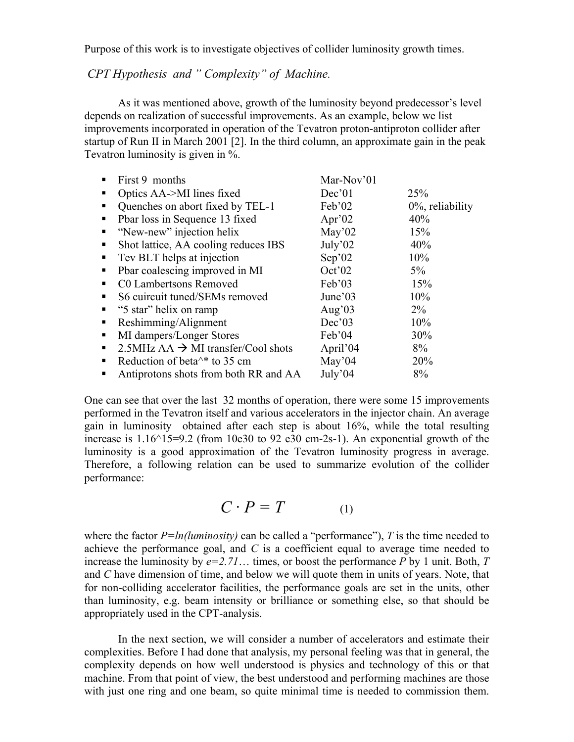Purpose of this work is to investigate objectives of collider luminosity growth times.

### *CPT Hypothesis and " Complexity" of Machine.*

As it was mentioned above, growth of the luminosity beyond predecessor's level depends on realization of successful improvements. As an example, below we list improvements incorporated in operation of the Tevatron proton-antiproton collider after startup of Run II in March 2001 [2]. In the third column, an approximate gain in the peak Tevatron luminosity is given in %.

- First 9 months — Mar-Nov'01
- Optics AA->MI lines fixed — Dec'01 — 25%
- Quenches on abort fixed by TEL-1 — Feb'02 — 0%, reliability
- Pbar loss in Sequence 13 fixed — Apr'02 — 40%
- "New-new" injection helix — May'02 — 15%
- Shot lattice, AA cooling reduces IBS — July'02 — 40%
- Tev BLT helps at injection — Sep'02 — 10%
- Pbar coalescing improved in MI — Oct'02 — 5%
- C0 Lambertsons Removed — Feb'03 — 15%
- S6 cuircuit tuned/SEMs removed — June'03 — 10%
- "5 star" helix on ramp — Aug'03 — 2%
- Reshimming/Alignment — Dec'03 — 10%
- MI dampers/Longer Stores — Feb'04 — 30%
- 2.5MHz AA → MI transfer/Cool shots — April'04 — 8%
- Reduction of beta^* to 35 cm — May'04 — 20%
- Antiprotons shots from both RR and AA — July'04 — 8%

One can see that over the last 32 months of operation, there were some 15 improvements performed in the Tevatron itself and various accelerators in the injector chain. An average gain in luminosity obtained after each step is about 16%, while the total resulting increase is 1.16^15=9.2 (from 10e30 to 92 e30 cm-2s-1). An exponential growth of the luminosity is a good approximation of the Tevatron luminosity progress in average. Therefore, a following relation can be used to summarize evolution of the collider performance:

$$C \cdot P = T \qquad (1)$$

where the factor $P=ln(luminosity)$ can be called a "performance"), $T$ is the time needed to achieve the performance goal, and $C$ is a coefficient equal to average time needed to increase the luminosity by $e=2.71$… times, or boost the performance $P$ by 1 unit. Both, $T$ and $C$ have dimension of time, and below we will quote them in units of years. Note, that for non-colliding accelerator facilities, the performance goals are set in the units, other than luminosity, e.g. beam intensity or brilliance or something else, so that should be appropriately used in the CPT-analysis.

In the next section, we will consider a number of accelerators and estimate their complexities. Before I had done that analysis, my personal feeling was that in general, the complexity depends on how well understood is physics and technology of this or that machine. From that point of view, the best understood and performing machines are those with just one ring and one beam, so quite minimal time is needed to commission them.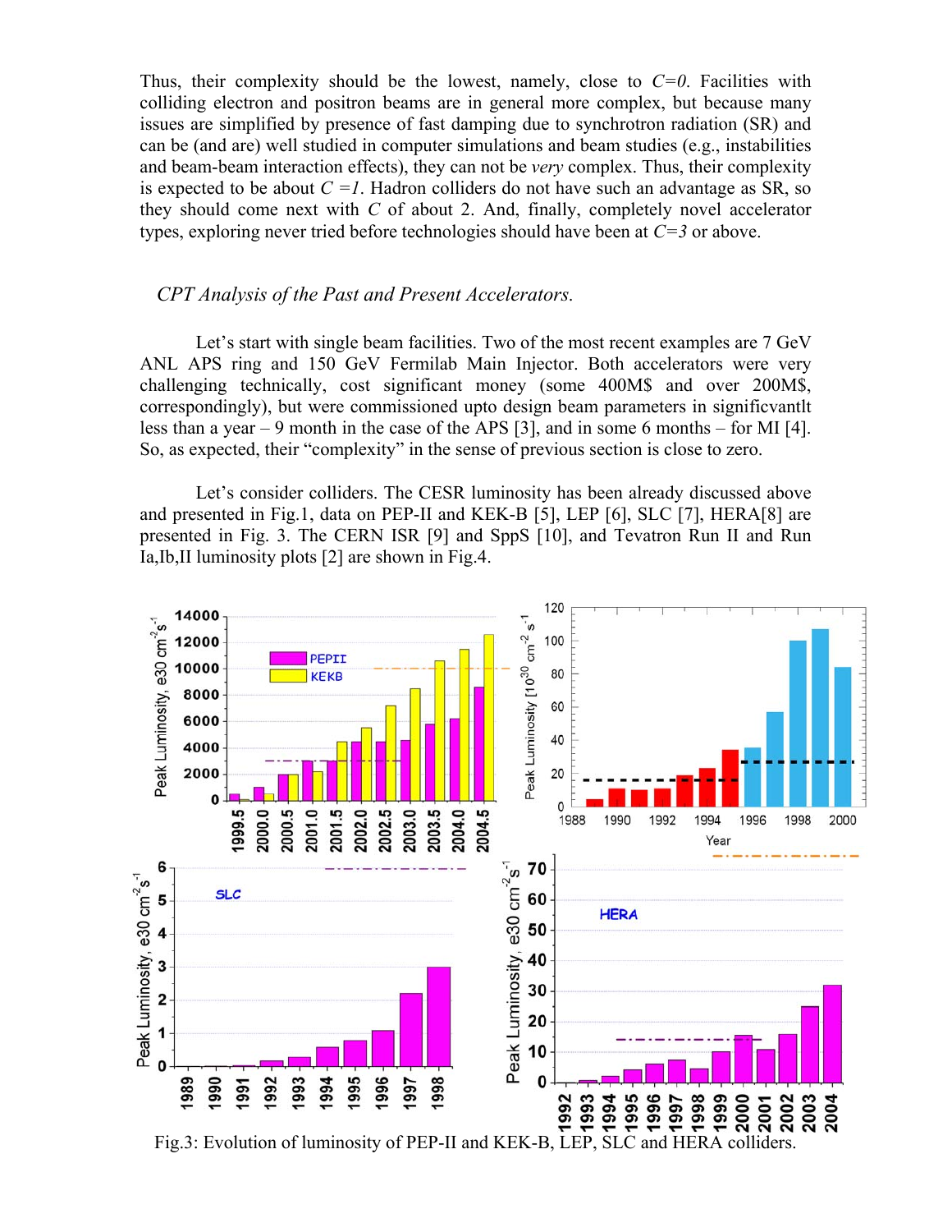Thus, their complexity should be the lowest, namely, close to $C=0$. Facilities with colliding electron and positron beams are in general more complex, but because many issues are simplified by presence of fast damping due to synchrotron radiation (SR) and can be (and are) well studied in computer simulations and beam studies (e.g., instabilities and beam-beam interaction effects), they can not be *very* complex. Thus, their complexity is expected to be about $C=1$. Hadron colliders do not have such an advantage as SR, so they should come next with $C$ of about 2. And, finally, completely novel accelerator types, exploring never tried before technologies should have been at $C=3$ or above.

### *CPT Analysis of the Past and Present Accelerators.*

Let's start with single beam facilities. Two of the most recent examples are 7 GeV ANL APS ring and 150 GeV Fermilab Main Injector. Both accelerators were very challenging technically, cost significant money (some 400M$ and over 200M$, correspondingly), but were commissioned upto design beam parameters in significvantlt less than a year – 9 month in the case of the APS [3], and in some 6 months – for MI [4]. So, as expected, their "complexity" in the sense of previous section is close to zero.

Let's consider colliders. The CESR luminosity has been already discussed above and presented in Fig.1, data on PEP-II and KEK-B [5], LEP [6], SLC [7], HERA[8] are presented in Fig. 3. The CERN ISR [9] and SppS [10], and Tevatron Run II and Run Ia,Ib,II luminosity plots [2] are shown in Fig.4.

Fig.3: Evolution of luminosity of PEP-II and KEK-B, LEP, SLC and HERA colliders.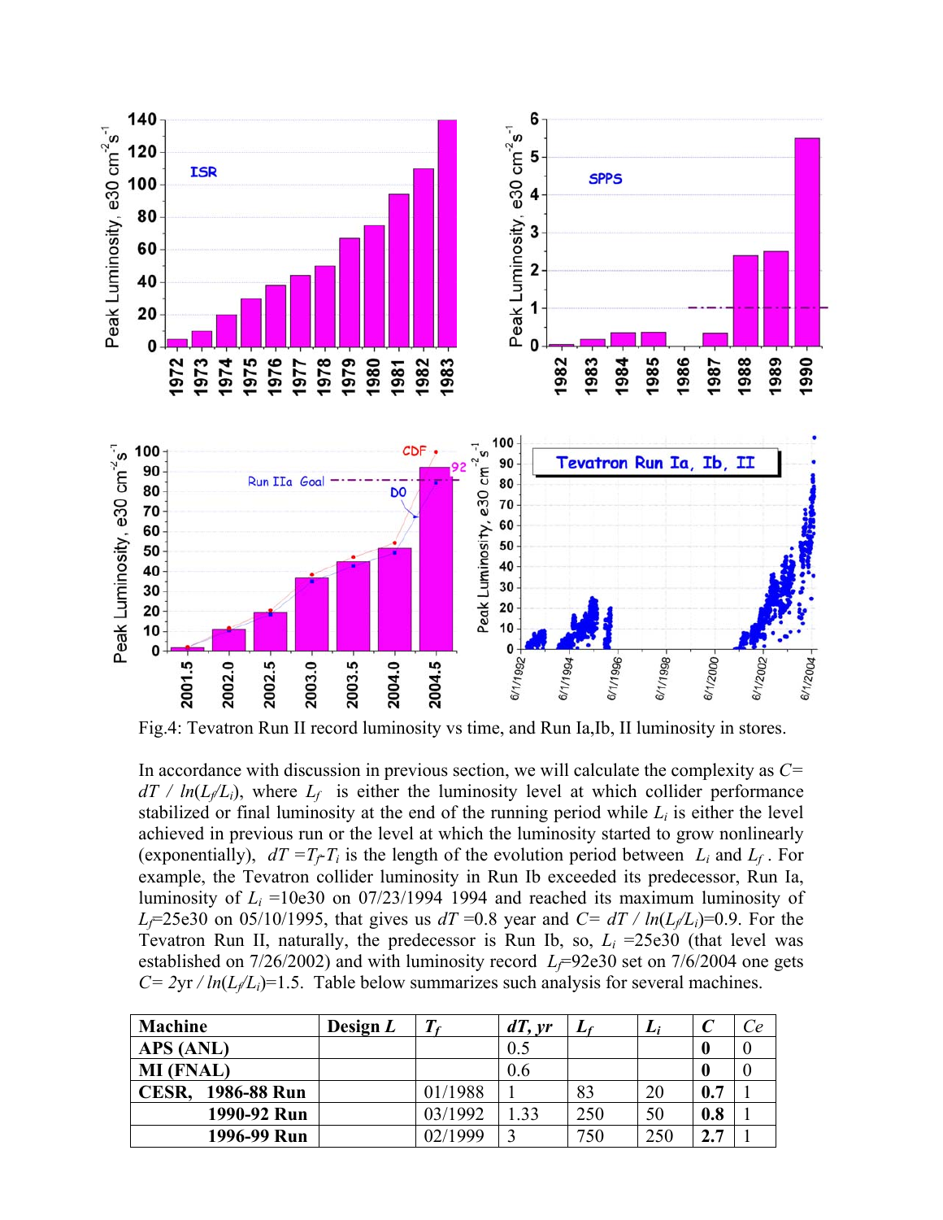Fig.4: Tevatron Run II record luminosity vs time, and Run Ia,Ib, II luminosity in stores.

In accordance with discussion in previous section, we will calculate the complexity as $C= dT / ln(L_f/L_i)$, where $L_f$ is either the luminosity level at which collider performance stabilized or final luminosity at the end of the running period while $L_i$ is either the level achieved in previous run or the level at which the luminosity started to grow nonlinearly (exponentially), $dT = T_f - T_i$ is the length of the evolution period between $L_i$ and $L_f$. For example, the Tevatron collider luminosity in Run Ib exceeded its predecessor, Run Ia, luminosity of $L_i$ =10e30 on 07/23/1994 1994 and reached its maximum luminosity of $L_f$=25e30 on 05/10/1995, that gives us $dT$ =0.8 year and $C= dT / ln(L_f/L_i)$=0.9. For the Tevatron Run II, naturally, the predecessor is Run Ib, so, $L_i$ =25e30 (that level was established on 7/26/2002) and with luminosity record $L_f$=92e30 set on 7/6/2004 one gets $C= 2\text{yr} / ln(L_f/L_i)$=1.5. Table below summarizes such analysis for several machines.

| Machine | Design *L* | $T_f$ | *dT, yr* | $L_f$ | $L_i$ | *C* | *Ce* |
|---|---|---|---|---|---|---|---|
| **APS (ANL)** | | | 0.5 | | | **0** | 0 |
| **MI (FNAL)** | | | 0.6 | | | **0** | 0 |
| **CESR, 1986-88 Run** | | 01/1988 | 1 | 83 | 20 | **0.7** | 1 |
| **1990-92 Run** | | 03/1992 | 1.33 | 250 | 50 | **0.8** | 1 |
| **1996-99 Run** | | 02/1999 | 3 | 750 | 250 | **2.7** | 1 |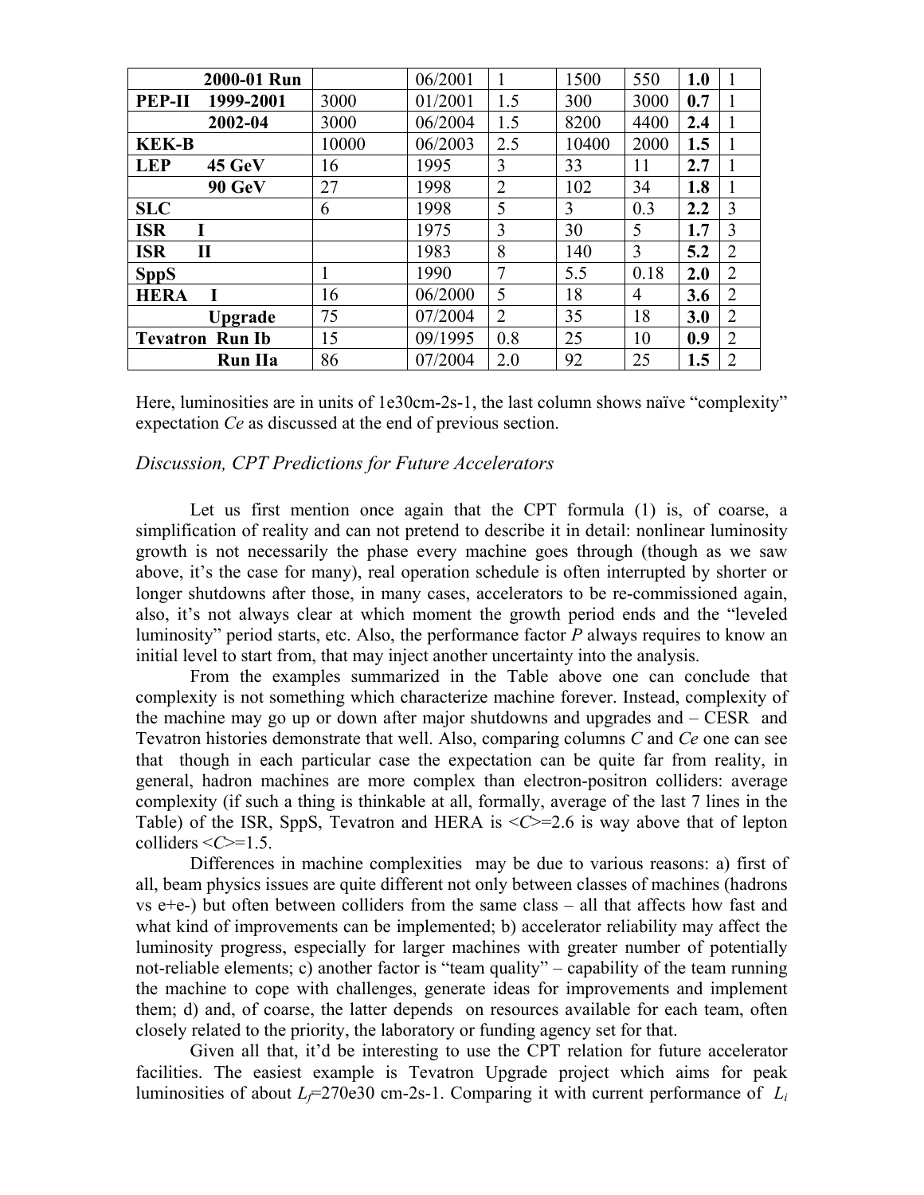| **2000-01 Run** | | 06/2001 | 1 | 1500 | 550 | **1.0** | 1 |
|---|---|---|---|---|---|---|---|
| **PEP-II 1999-2001** | 3000 | 01/2001 | 1.5 | 300 | 3000 | **0.7** | 1 |
| **2002-04** | 3000 | 06/2004 | 1.5 | 8200 | 4400 | **2.4** | 1 |
| **KEK-B** | 10000 | 06/2003 | 2.5 | 10400 | 2000 | **1.5** | 1 |
| **LEP 45 GeV** | 16 | 1995 | 3 | 33 | 11 | **2.7** | 1 |
| **90 GeV** | 27 | 1998 | 2 | 102 | 34 | **1.8** | 1 |
| **SLC** | 6 | 1998 | 5 | 3 | 0.3 | **2.2** | 3 |
| **ISR I** | | 1975 | 3 | 30 | 5 | **1.7** | 3 |
| **ISR II** | | 1983 | 8 | 140 | 3 | **5.2** | 2 |
| **SppS** | 1 | 1990 | 7 | 5.5 | 0.18 | **2.0** | 2 |
| **HERA I** | 16 | 06/2000 | 5 | 18 | 4 | **3.6** | 2 |
| **Upgrade** | 75 | 07/2004 | 2 | 35 | 18 | **3.0** | 2 |
| **Tevatron Run Ib** | 15 | 09/1995 | 0.8 | 25 | 10 | **0.9** | 2 |
| **Run IIa** | 86 | 07/2004 | 2.0 | 92 | 25 | **1.5** | 2 |

Here, luminosities are in units of 1e30cm-2s-1, the last column shows naïve "complexity" expectation *Ce* as discussed at the end of previous section.

### *Discussion, CPT Predictions for Future Accelerators*

Let us first mention once again that the CPT formula (1) is, of coarse, a simplification of reality and can not pretend to describe it in detail: nonlinear luminosity growth is not necessarily the phase every machine goes through (though as we saw above, it's the case for many), real operation schedule is often interrupted by shorter or longer shutdowns after those, in many cases, accelerators to be re-commissioned again, also, it's not always clear at which moment the growth period ends and the "leveled luminosity" period starts, etc. Also, the performance factor *P* always requires to know an initial level to start from, that may inject another uncertainty into the analysis.

From the examples summarized in the Table above one can conclude that complexity is not something which characterize machine forever. Instead, complexity of the machine may go up or down after major shutdowns and upgrades and – CESR and Tevatron histories demonstrate that well. Also, comparing columns *C* and *Ce* one can see that though in each particular case the expectation can be quite far from reality, in general, hadron machines are more complex than electron-positron colliders: average complexity (if such a thing is thinkable at all, formally, average of the last 7 lines in the Table) of the ISR, SppS, Tevatron and HERA is $<C>=2.6$ is way above that of lepton colliders $<C>=1.5$.

Differences in machine complexities may be due to various reasons: a) first of all, beam physics issues are quite different not only between classes of machines (hadrons vs e+e-) but often between colliders from the same class – all that affects how fast and what kind of improvements can be implemented; b) accelerator reliability may affect the luminosity progress, especially for larger machines with greater number of potentially not-reliable elements; c) another factor is "team quality" – capability of the team running the machine to cope with challenges, generate ideas for improvements and implement them; d) and, of coarse, the latter depends on resources available for each team, often closely related to the priority, the laboratory or funding agency set for that.

Given all that, it'd be interesting to use the CPT relation for future accelerator facilities. The easiest example is Tevatron Upgrade project which aims for peak luminosities of about $L_f$=270e30 cm-2s-1. Comparing it with current performance of $L_i$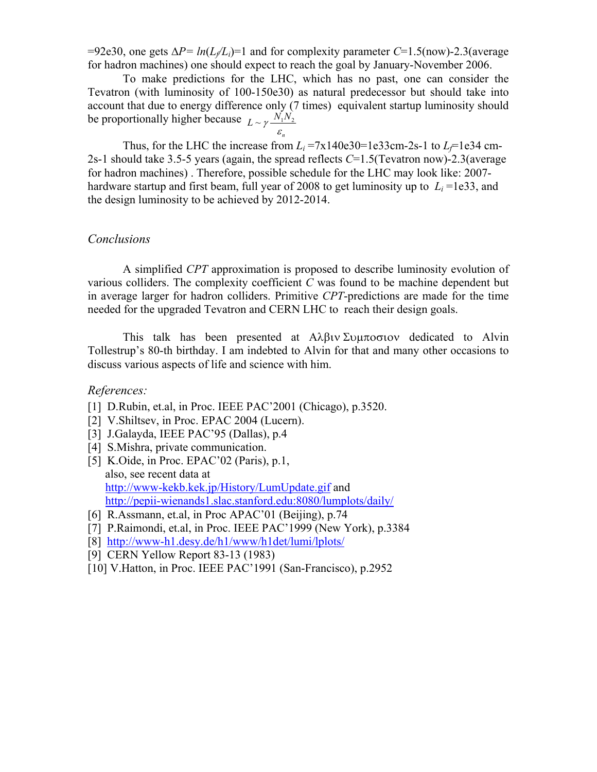=92e30, one gets $\Delta P = ln(L_f/L_i)$=1 and for complexity parameter $C$=1.5(now)-2.3(average for hadron machines) one should expect to reach the goal by January-November 2006.

To make predictions for the LHC, which has no past, one can consider the Tevatron (with luminosity of 100-150e30) as natural predecessor but should take into account that due to energy difference only (7 times) equivalent startup luminosity should be proportionally higher because $L \sim \gamma \frac{N_1 N_2}{\varepsilon_n}$

Thus, for the LHC the increase from $L_i$ =7x140e30=1e33cm-2s-1 to $L_f$=1e34 cm-2s-1 should take 3.5-5 years (again, the spread reflects $C$=1.5(Tevatron now)-2.3(average for hadron machines) . Therefore, possible schedule for the LHC may look like: 2007-hardware startup and first beam, full year of 2008 to get luminosity up to $L_i$ =1e33, and the design luminosity to be achieved by 2012-2014.

### *Conclusions*

A simplified *CPT* approximation is proposed to describe luminosity evolution of various colliders. The complexity coefficient *C* was found to be machine dependent but in average larger for hadron colliders. Primitive *CPT*-predictions are made for the time needed for the upgraded Tevatron and CERN LHC to reach their design goals.

This talk has been presented at Αλβιν Συμποσιον dedicated to Alvin Tollestrup's 80-th birthday. I am indebted to Alvin for that and many other occasions to discuss various aspects of life and science with him.

### *References:*

[1] D.Rubin, et.al, in Proc. IEEE PAC'2001 (Chicago), p.3520.
[2] V.Shiltsev, in Proc. EPAC 2004 (Lucern).
[3] J.Galayda, IEEE PAC'95 (Dallas), p.4
[4] S.Mishra, private communication.
[5] K.Oide, in Proc. EPAC'02 (Paris), p.1,
also, see recent data at
http://www-kekb.kek.jp/History/LumUpdate.gif and
http://pepii-wienands1.slac.stanford.edu:8080/lumplots/daily/
[6] R.Assmann, et.al, in Proc APAC'01 (Beijing), p.74
[7] P.Raimondi, et.al, in Proc. IEEE PAC'1999 (New York), p.3384
[8] http://www-h1.desy.de/h1/www/h1det/lumi/lplots/
[9] CERN Yellow Report 83-13 (1983)
[10] V.Hatton, in Proc. IEEE PAC'1991 (San-Francisco), p.2952